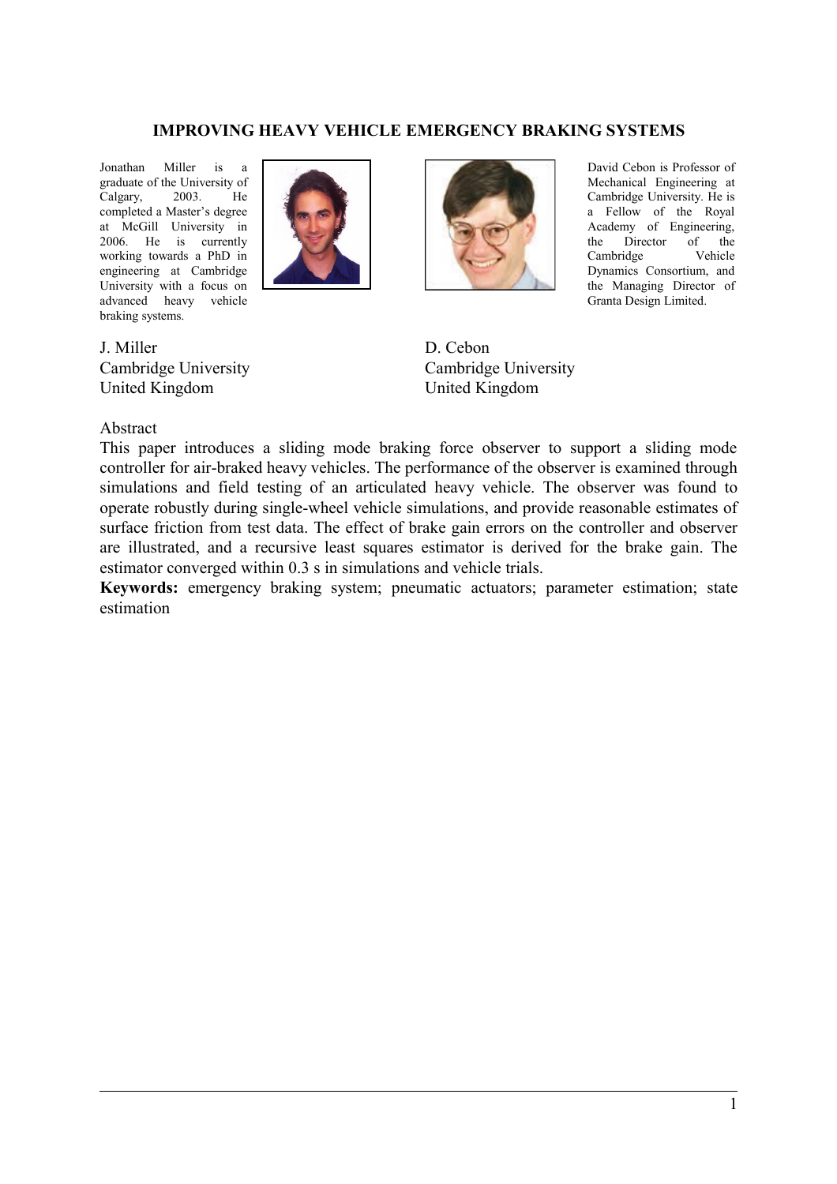# IMPROVING HEAVY VEHICLE EMERGENCY BRAKING SYSTEMS

Jonathan Miller is a graduate of the University of Calgary, 2003. He completed a Master's degree at McGill University in 2006. He is currently working towards a PhD in engineering at Cambridge University with a focus on advanced heavy vehicle braking systems.

David Cebon is Professor of Mechanical Engineering at Cambridge University. He is a Fellow of the Royal Academy of Engineering, the Director of the Cambridge Vehicle Dynamics Consortium, and the Managing Director of Granta Design Limited.

J. Miller
Cambridge University
United Kingdom

D. Cebon
Cambridge University
United Kingdom

## Abstract

This paper introduces a sliding mode braking force observer to support a sliding mode controller for air-braked heavy vehicles. The performance of the observer is examined through simulations and field testing of an articulated heavy vehicle. The observer was found to operate robustly during single-wheel vehicle simulations, and provide reasonable estimates of surface friction from test data. The effect of brake gain errors on the controller and observer are illustrated, and a recursive least squares estimator is derived for the brake gain. The estimator converged within 0.3 s in simulations and vehicle trials.

**Keywords:** emergency braking system; pneumatic actuators; parameter estimation; state estimation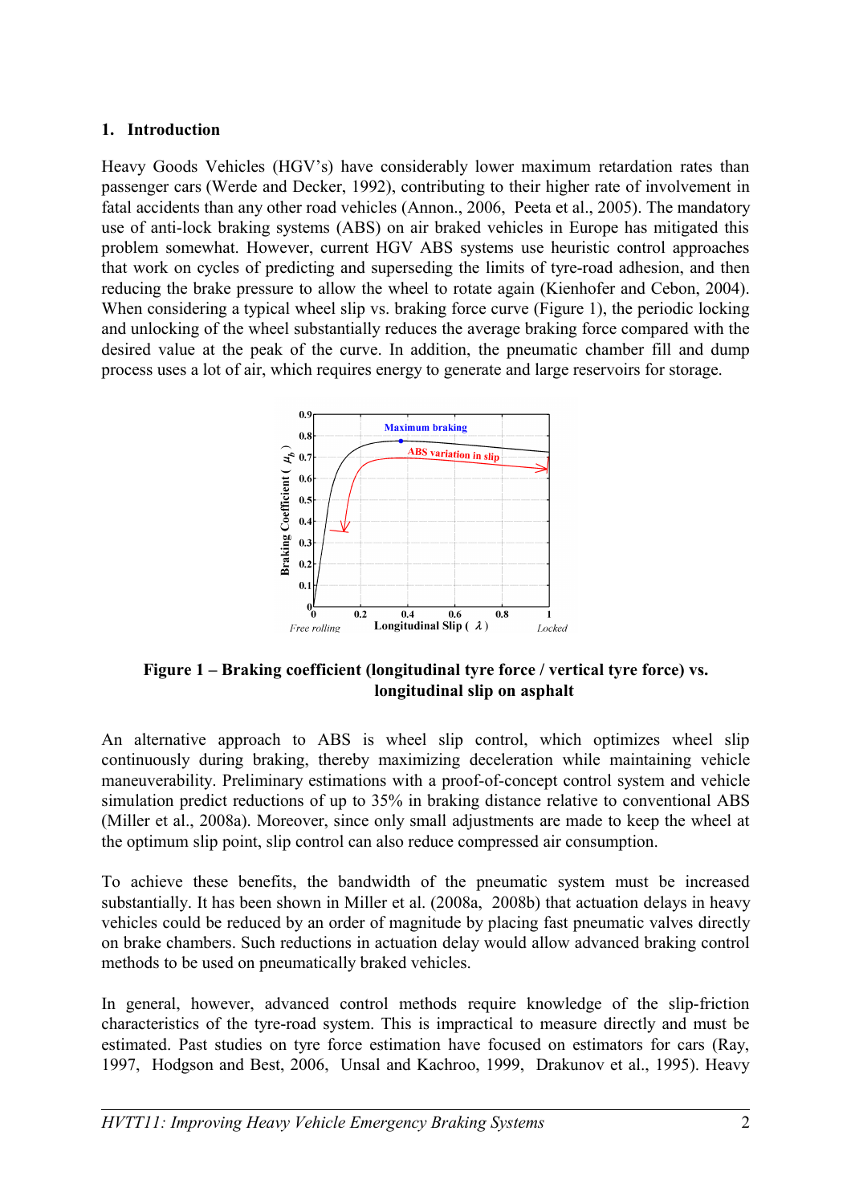## 1. Introduction

Heavy Goods Vehicles (HGV's) have considerably lower maximum retardation rates than passenger cars (Werde and Decker, 1992), contributing to their higher rate of involvement in fatal accidents than any other road vehicles (Annon., 2006, Peeta et al., 2005). The mandatory use of anti-lock braking systems (ABS) on air braked vehicles in Europe has mitigated this problem somewhat. However, current HGV ABS systems use heuristic control approaches that work on cycles of predicting and superseding the limits of tyre-road adhesion, and then reducing the brake pressure to allow the wheel to rotate again (Kienhofer and Cebon, 2004). When considering a typical wheel slip vs. braking force curve (Figure 1), the periodic locking and unlocking of the wheel substantially reduces the average braking force compared with the desired value at the peak of the curve. In addition, the pneumatic chamber fill and dump process uses a lot of air, which requires energy to generate and large reservoirs for storage.

**Figure 1 – Braking coefficient (longitudinal tyre force / vertical tyre force) vs. longitudinal slip on asphalt**

An alternative approach to ABS is wheel slip control, which optimizes wheel slip continuously during braking, thereby maximizing deceleration while maintaining vehicle maneuverability. Preliminary estimations with a proof-of-concept control system and vehicle simulation predict reductions of up to 35% in braking distance relative to conventional ABS (Miller et al., 2008a). Moreover, since only small adjustments are made to keep the wheel at the optimum slip point, slip control can also reduce compressed air consumption.

To achieve these benefits, the bandwidth of the pneumatic system must be increased substantially. It has been shown in Miller et al. (2008a, 2008b) that actuation delays in heavy vehicles could be reduced by an order of magnitude by placing fast pneumatic valves directly on brake chambers. Such reductions in actuation delay would allow advanced braking control methods to be used on pneumatically braked vehicles.

In general, however, advanced control methods require knowledge of the slip-friction characteristics of the tyre-road system. This is impractical to measure directly and must be estimated. Past studies on tyre force estimation have focused on estimators for cars (Ray, 1997, Hodgson and Best, 2006, Unsal and Kachroo, 1999, Drakunov et al., 1995). Heavy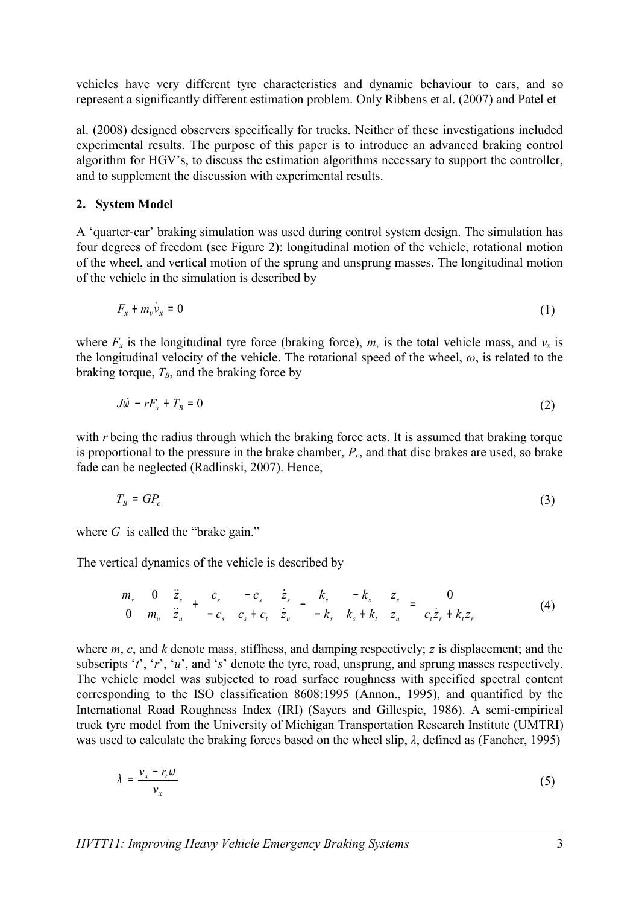vehicles have very different tyre characteristics and dynamic behaviour to cars, and so represent a significantly different estimation problem. Only Ribbens et al. (2007) and Patel et

al. (2008) designed observers specifically for trucks. Neither of these investigations included experimental results. The purpose of this paper is to introduce an advanced braking control algorithm for HGV's, to discuss the estimation algorithms necessary to support the controller, and to supplement the discussion with experimental results.

## 2. System Model

A 'quarter-car' braking simulation was used during control system design. The simulation has four degrees of freedom (see Figure 2): longitudinal motion of the vehicle, rotational motion of the wheel, and vertical motion of the sprung and unsprung masses. The longitudinal motion of the vehicle in the simulation is described by

$$F_x + m_v \dot{v}_x = 0 \tag{1}$$

where $F_x$ is the longitudinal tyre force (braking force), $m_v$ is the total vehicle mass, and $v_x$ is the longitudinal velocity of the vehicle. The rotational speed of the wheel, $\omega$, is related to the braking torque, $T_B$, and the braking force by

$$J\dot{\omega} - rF_x + T_B = 0 \tag{2}$$

with $r$ being the radius through which the braking force acts. It is assumed that braking torque is proportional to the pressure in the brake chamber, $P_c$, and that disc brakes are used, so brake fade can be neglected (Radlinski, 2007). Hence,

$$T_B = GP_c \tag{3}$$

where $G$ is called the "brake gain."

The vertical dynamics of the vehicle is described by

$$\begin{bmatrix} m_s & 0 \\ 0 & m_u \end{bmatrix} \begin{bmatrix} \ddot{z}_s \\ \ddot{z}_u \end{bmatrix} + \begin{bmatrix} c_s & -c_s \\ -c_s & c_s + c_t \end{bmatrix} \begin{bmatrix} \dot{z}_s \\ \dot{z}_u \end{bmatrix} + \begin{bmatrix} k_s & -k_s \\ -k_s & k_s + k_t \end{bmatrix} \begin{bmatrix} z_s \\ z_u \end{bmatrix} = \begin{bmatrix} 0 \\ c_t \dot{z}_r + k_t z_r \end{bmatrix} \tag{4}$$

where $m$, $c$, and $k$ denote mass, stiffness, and damping respectively; $z$ is displacement; and the subscripts '$t$', '$r$', '$u$', and '$s$' denote the tyre, road, unsprung, and sprung masses respectively. The vehicle model was subjected to road surface roughness with specified spectral content corresponding to the ISO classification 8608:1995 (Annon., 1995), and quantified by the International Road Roughness Index (IRI) (Sayers and Gillespie, 1986). A semi-empirical truck tyre model from the University of Michigan Transportation Research Institute (UMTRI) was used to calculate the braking forces based on the wheel slip, $\lambda$, defined as (Fancher, 1995)

$$\lambda = \frac{v_x - r_r \omega}{v_x} \tag{5}$$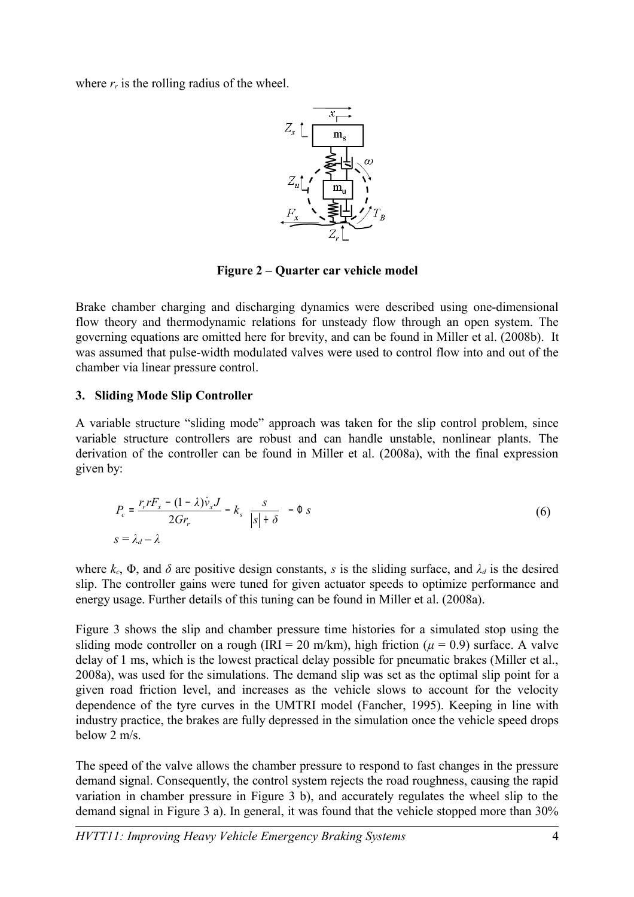where $r_r$ is the rolling radius of the wheel.

**Figure 2 – Quarter car vehicle model**

Brake chamber charging and discharging dynamics were described using one-dimensional flow theory and thermodynamic relations for unsteady flow through an open system. The governing equations are omitted here for brevity, and can be found in Miller et al. (2008b). It was assumed that pulse-width modulated valves were used to control flow into and out of the chamber via linear pressure control.

## 3. Sliding Mode Slip Controller

A variable structure "sliding mode" approach was taken for the slip control problem, since variable structure controllers are robust and can handle unstable, nonlinear plants. The derivation of the controller can be found in Miller et al. (2008a), with the final expression given by:

$$P_c = \frac{r_r r F_x - (1-\lambda)\dot{v}_x J}{2Gr_r} - k_s \frac{s}{|s| + \delta} - \Phi s \tag{6}$$

$$s = \lambda_d - \lambda$$

where $k_c$, $\Phi$, and $\delta$ are positive design constants, $s$ is the sliding surface, and $\lambda_d$ is the desired slip. The controller gains were tuned for given actuator speeds to optimize performance and energy usage. Further details of this tuning can be found in Miller et al. (2008a).

Figure 3 shows the slip and chamber pressure time histories for a simulated stop using the sliding mode controller on a rough (IRI = 20 m/km), high friction ($\mu$ = 0.9) surface. A valve delay of 1 ms, which is the lowest practical delay possible for pneumatic brakes (Miller et al., 2008a), was used for the simulations. The demand slip was set as the optimal slip point for a given road friction level, and increases as the vehicle slows to account for the velocity dependence of the tyre curves in the UMTRI model (Fancher, 1995). Keeping in line with industry practice, the brakes are fully depressed in the simulation once the vehicle speed drops below 2 m/s.

The speed of the valve allows the chamber pressure to respond to fast changes in the pressure demand signal. Consequently, the control system rejects the road roughness, causing the rapid variation in chamber pressure in Figure 3 b), and accurately regulates the wheel slip to the demand signal in Figure 3 a). In general, it was found that the vehicle stopped more than 30%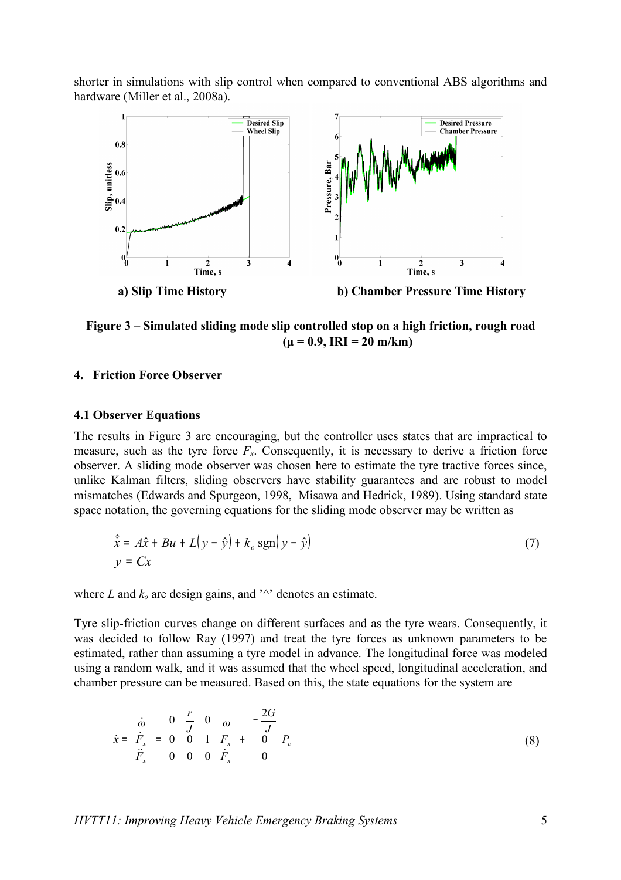shorter in simulations with slip control when compared to conventional ABS algorithms and hardware (Miller et al., 2008a).

a) Slip Time History

b) Chamber Pressure Time History

**Figure 3 – Simulated sliding mode slip controlled stop on a high friction, rough road ($\mu = 0.9$, IRI = 20 m/km)**

## 4. Friction Force Observer

### 4.1 Observer Equations

The results in Figure 3 are encouraging, but the controller uses states that are impractical to measure, such as the tyre force $F_x$. Consequently, it is necessary to derive a friction force observer. A sliding mode observer was chosen here to estimate the tyre tractive forces since, unlike Kalman filters, sliding observers have stability guarantees and are robust to model mismatches (Edwards and Spurgeon, 1998, Misawa and Hedrick, 1989). Using standard state space notation, the governing equations for the sliding mode observer may be written as

$$\dot{\hat{x}} = A\hat{x} + Bu + L(y - \hat{y}) + k_o \operatorname{sgn}(y - \hat{y}) \qquad (7)$$
$$y = Cx$$

where $L$ and $k_o$ are design gains, and '^' denotes an estimate.

Tyre slip-friction curves change on different surfaces and as the tyre wears. Consequently, it was decided to follow Ray (1997) and treat the tyre forces as unknown parameters to be estimated, rather than assuming a tyre model in advance. The longitudinal force was modeled using a random walk, and it was assumed that the wheel speed, longitudinal acceleration, and chamber pressure can be measured. Based on this, the state equations for the system are

$$\dot{x} = \begin{bmatrix} \dot{\omega} \\ \dot{F}_x \\ \ddot{F}_x \end{bmatrix} = \begin{bmatrix} 0 & \frac{r}{J} & 0 \\ 0 & 0 & 1 \\ 0 & 0 & 0 \end{bmatrix} \begin{bmatrix} \omega \\ F_x \\ \dot{F}_x \end{bmatrix} + \begin{bmatrix} -\frac{2G}{J} \\ 0 \\ 0 \end{bmatrix} P_c \qquad (8)$$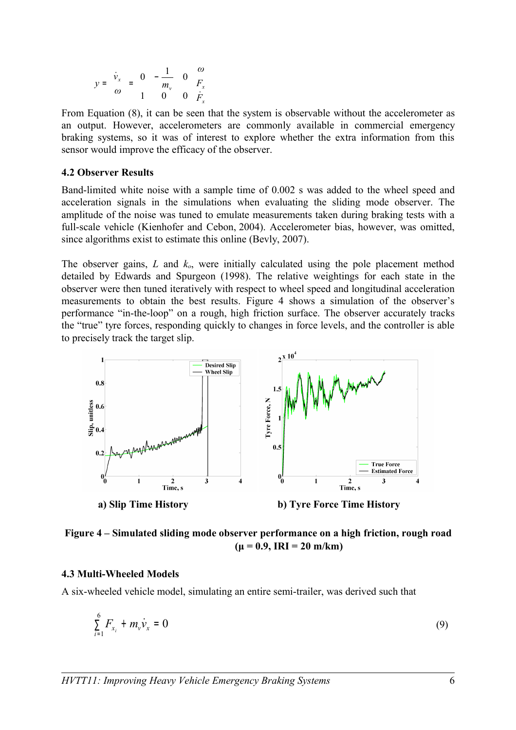$$y = \begin{bmatrix} \dot{v}_x \\ \omega \end{bmatrix} = \begin{bmatrix} 0 & -\frac{1}{m_v} & 0 \\ 1 & 0 & 0 \end{bmatrix} \begin{bmatrix} \omega \\ F_x \\ \dot{F}_x \end{bmatrix}$$

From Equation (8), it can be seen that the system is observable without the accelerometer as an output. However, accelerometers are commonly available in commercial emergency braking systems, so it was of interest to explore whether the extra information from this sensor would improve the efficacy of the observer.

### 4.2 Observer Results

Band-limited white noise with a sample time of 0.002 s was added to the wheel speed and acceleration signals in the simulations when evaluating the sliding mode observer. The amplitude of the noise was tuned to emulate measurements taken during braking tests with a full-scale vehicle (Kienhofer and Cebon, 2004). Accelerometer bias, however, was omitted, since algorithms exist to estimate this online (Bevly, 2007).

The observer gains, $L$ and $k_o$, were initially calculated using the pole placement method detailed by Edwards and Spurgeon (1998). The relative weightings for each state in the observer were then tuned iteratively with respect to wheel speed and longitudinal acceleration measurements to obtain the best results. Figure 4 shows a simulation of the observer's performance "in-the-loop" on a rough, high friction surface. The observer accurately tracks the "true" tyre forces, responding quickly to changes in force levels, and the controller is able to precisely track the target slip.

**a) Slip Time History** **b) Tyre Force Time History**

**Figure 4 – Simulated sliding mode observer performance on a high friction, rough road ($\mu$ = 0.9, IRI = 20 m/km)**

### 4.3 Multi-Wheeled Models

A six-wheeled vehicle model, simulating an entire semi-trailer, was derived such that

$$\sum_{i=1}^{6} F_{x_i} + m_v \dot{v}_x = 0 \tag{9}$$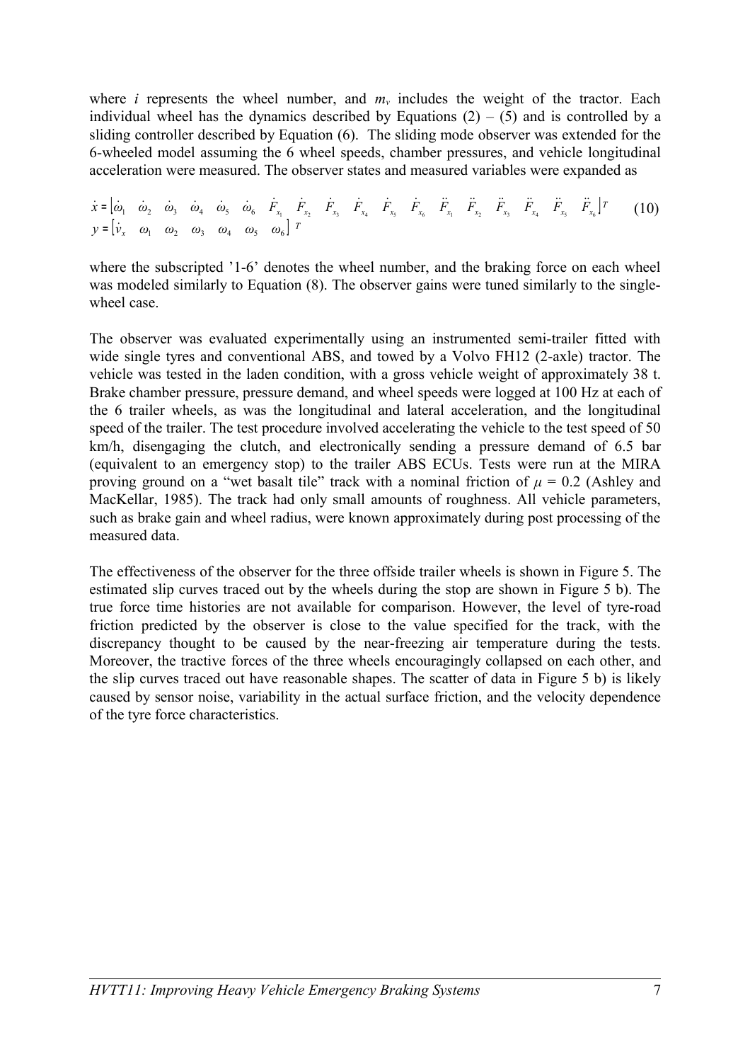where $i$ represents the wheel number, and $m_v$ includes the weight of the tractor. Each individual wheel has the dynamics described by Equations (2) – (5) and is controlled by a sliding controller described by Equation (6). The sliding mode observer was extended for the 6-wheeled model assuming the 6 wheel speeds, chamber pressures, and vehicle longitudinal acceleration were measured. The observer states and measured variables were expanded as

$$\dot{x} = \begin{bmatrix} \dot{\omega}_1 & \dot{\omega}_2 & \dot{\omega}_3 & \dot{\omega}_4 & \dot{\omega}_5 & \dot{\omega}_6 & \dot{F}_{x_1} & \dot{F}_{x_2} & \dot{F}_{x_3} & \dot{F}_{x_4} & \dot{F}_{x_5} & \dot{F}_{x_6} & \ddot{F}_{x_1} & \ddot{F}_{x_2} & \ddot{F}_{x_3} & \ddot{F}_{x_4} & \ddot{F}_{x_5} & \ddot{F}_{x_6} \end{bmatrix}^T$$
$$y = \begin{bmatrix} \dot{v}_x & \omega_1 & \omega_2 & \omega_3 & \omega_4 & \omega_5 & \omega_6 \end{bmatrix}^T \quad (10)$$

where the subscripted '1-6' denotes the wheel number, and the braking force on each wheel was modeled similarly to Equation (8). The observer gains were tuned similarly to the single-wheel case.

The observer was evaluated experimentally using an instrumented semi-trailer fitted with wide single tyres and conventional ABS, and towed by a Volvo FH12 (2-axle) tractor. The vehicle was tested in the laden condition, with a gross vehicle weight of approximately 38 t. Brake chamber pressure, pressure demand, and wheel speeds were logged at 100 Hz at each of the 6 trailer wheels, as was the longitudinal and lateral acceleration, and the longitudinal speed of the trailer. The test procedure involved accelerating the vehicle to the test speed of 50 km/h, disengaging the clutch, and electronically sending a pressure demand of 6.5 bar (equivalent to an emergency stop) to the trailer ABS ECUs. Tests were run at the MIRA proving ground on a "wet basalt tile" track with a nominal friction of $\mu$ = 0.2 (Ashley and MacKellar, 1985). The track had only small amounts of roughness. All vehicle parameters, such as brake gain and wheel radius, were known approximately during post processing of the measured data.

The effectiveness of the observer for the three offside trailer wheels is shown in Figure 5. The estimated slip curves traced out by the wheels during the stop are shown in Figure 5 b). The true force time histories are not available for comparison. However, the level of tyre-road friction predicted by the observer is close to the value specified for the track, with the discrepancy thought to be caused by the near-freezing air temperature during the tests. Moreover, the tractive forces of the three wheels encouragingly collapsed on each other, and the slip curves traced out have reasonable shapes. The scatter of data in Figure 5 b) is likely caused by sensor noise, variability in the actual surface friction, and the velocity dependence of the tyre force characteristics.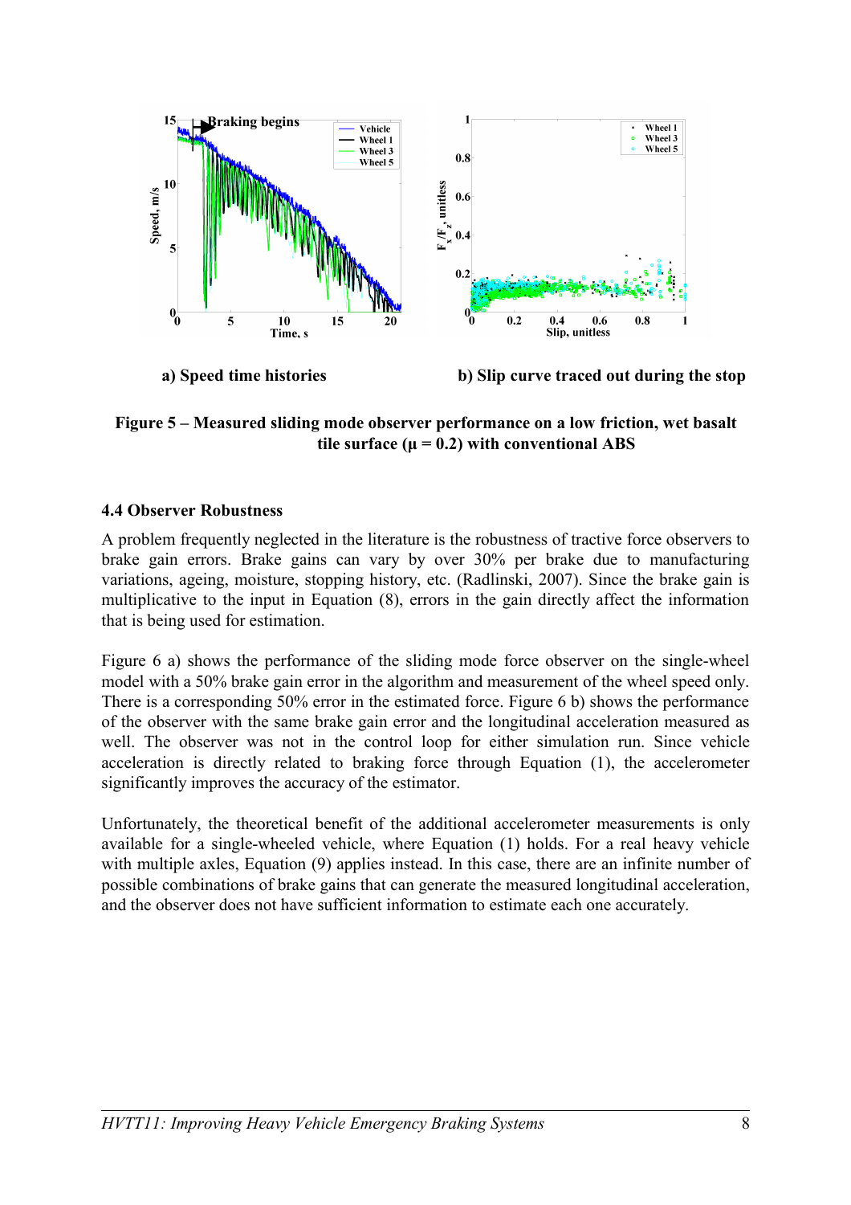a) Speed time histories

b) Slip curve traced out during the stop

**Figure 5 – Measured sliding mode observer performance on a low friction, wet basalt tile surface (μ = 0.2) with conventional ABS**

### 4.4 Observer Robustness

A problem frequently neglected in the literature is the robustness of tractive force observers to brake gain errors. Brake gains can vary by over 30% per brake due to manufacturing variations, ageing, moisture, stopping history, etc. (Radlinski, 2007). Since the brake gain is multiplicative to the input in Equation (8), errors in the gain directly affect the information that is being used for estimation.

Figure 6 a) shows the performance of the sliding mode force observer on the single-wheel model with a 50% brake gain error in the algorithm and measurement of the wheel speed only. There is a corresponding 50% error in the estimated force. Figure 6 b) shows the performance of the observer with the same brake gain error and the longitudinal acceleration measured as well. The observer was not in the control loop for either simulation run. Since vehicle acceleration is directly related to braking force through Equation (1), the accelerometer significantly improves the accuracy of the estimator.

Unfortunately, the theoretical benefit of the additional accelerometer measurements is only available for a single-wheeled vehicle, where Equation (1) holds. For a real heavy vehicle with multiple axles, Equation (9) applies instead. In this case, there are an infinite number of possible combinations of brake gains that can generate the measured longitudinal acceleration, and the observer does not have sufficient information to estimate each one accurately.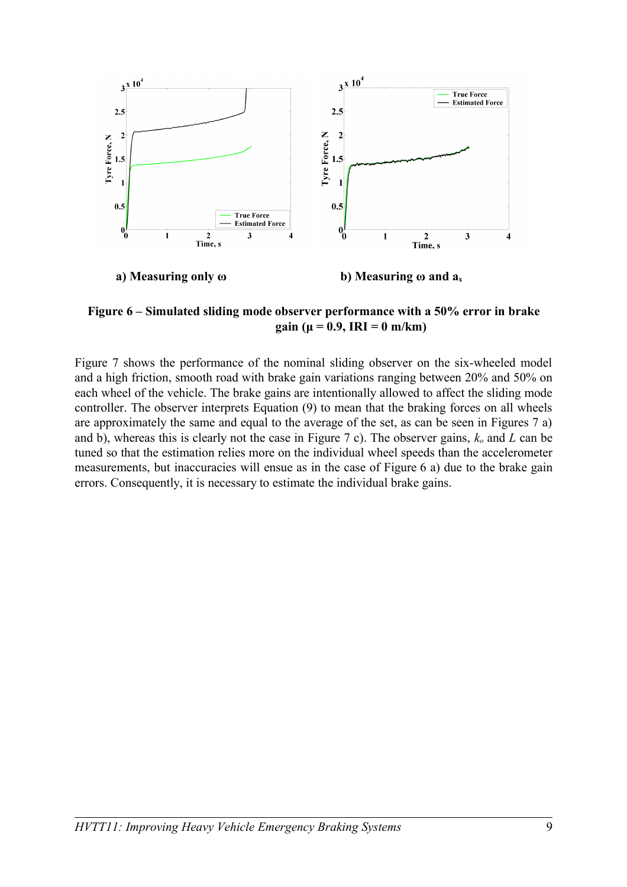**a) Measuring only ω** **b) Measuring ω and $a_x$**

**Figure 6 – Simulated sliding mode observer performance with a 50% error in brake gain (μ = 0.9, IRI = 0 m/km)**

Figure 7 shows the performance of the nominal sliding observer on the six-wheeled model and a high friction, smooth road with brake gain variations ranging between 20% and 50% on each wheel of the vehicle. The brake gains are intentionally allowed to affect the sliding mode controller. The observer interprets Equation (9) to mean that the braking forces on all wheels are approximately the same and equal to the average of the set, as can be seen in Figures 7 a) and b), whereas this is clearly not the case in Figure 7 c). The observer gains, $k_o$ and $L$ can be tuned so that the estimation relies more on the individual wheel speeds than the accelerometer measurements, but inaccuracies will ensue as in the case of Figure 6 a) due to the brake gain errors. Consequently, it is necessary to estimate the individual brake gains.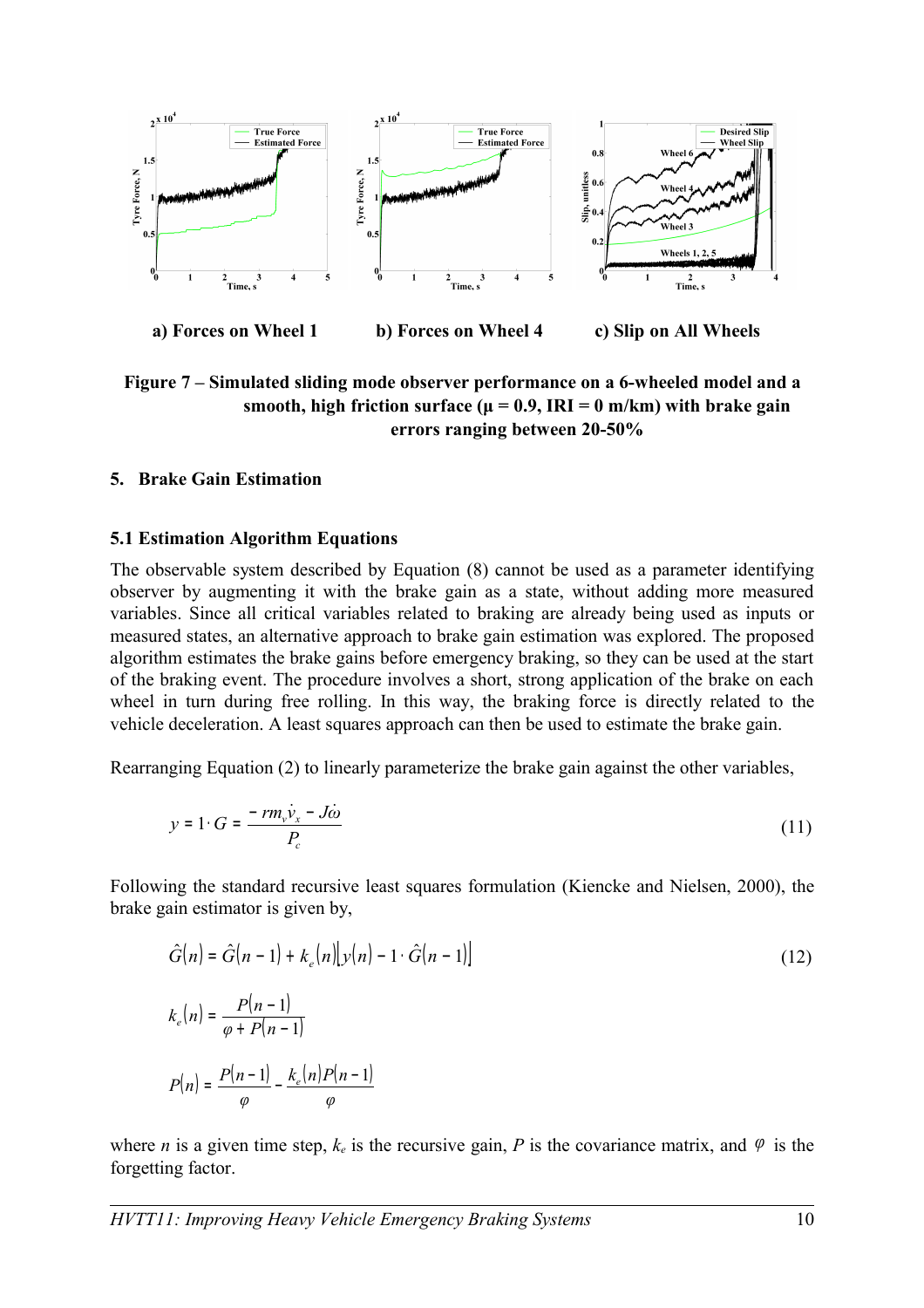a) Forces on Wheel 1 b) Forces on Wheel 4 c) Slip on All Wheels

**Figure 7 – Simulated sliding mode observer performance on a 6-wheeled model and a smooth, high friction surface (μ = 0.9, IRI = 0 m/km) with brake gain errors ranging between 20-50%**

## 5. Brake Gain Estimation

### 5.1 Estimation Algorithm Equations

The observable system described by Equation (8) cannot be used as a parameter identifying observer by augmenting it with the brake gain as a state, without adding more measured variables. Since all critical variables related to braking are already being used as inputs or measured states, an alternative approach to brake gain estimation was explored. The proposed algorithm estimates the brake gains before emergency braking, so they can be used at the start of the braking event. The procedure involves a short, strong application of the brake on each wheel in turn during free rolling. In this way, the braking force is directly related to the vehicle deceleration. A least squares approach can then be used to estimate the brake gain.

Rearranging Equation (2) to linearly parameterize the brake gain against the other variables,

$$y = 1 \cdot G = \frac{-rm_v\dot{v}_x - J\dot{\omega}}{P_c} \tag{11}$$

Following the standard recursive least squares formulation (Kiencke and Nielsen, 2000), the brake gain estimator is given by,

$$\hat{G}(n) = \hat{G}(n-1) + k_e(n)\left[y(n) - 1 \cdot \hat{G}(n-1)\right] \tag{12}$$

$$k_e(n) = \frac{P(n-1)}{\varphi + P(n-1)}$$

$$P(n) = \frac{P(n-1)}{\varphi} - \frac{k_e(n)P(n-1)}{\varphi}$$

where $n$ is a given time step, $k_e$ is the recursive gain, $P$ is the covariance matrix, and $\varphi$ is the forgetting factor.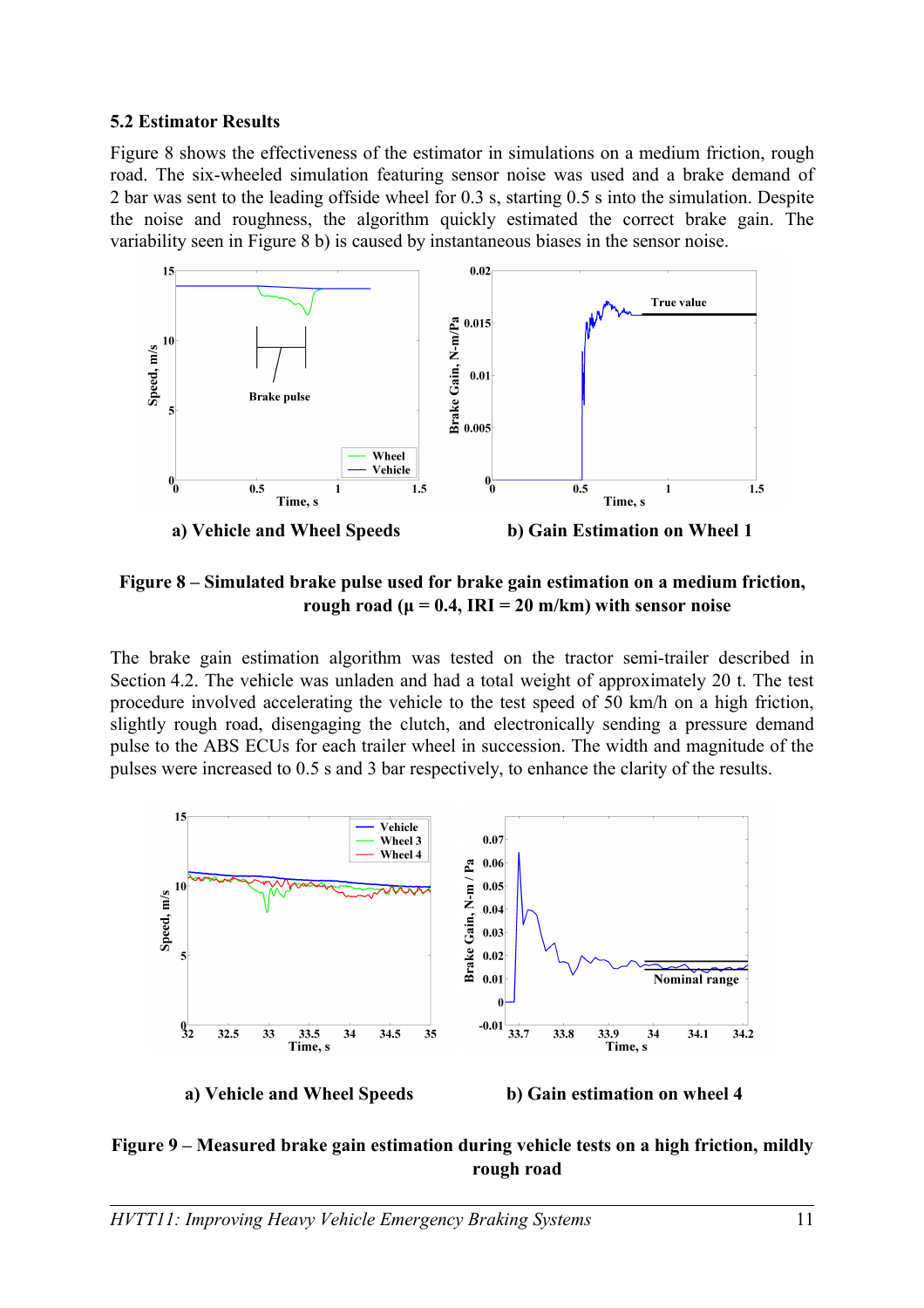### 5.2 Estimator Results

Figure 8 shows the effectiveness of the estimator in simulations on a medium friction, rough road. The six-wheeled simulation featuring sensor noise was used and a brake demand of 2 bar was sent to the leading offside wheel for 0.3 s, starting 0.5 s into the simulation. Despite the noise and roughness, the algorithm quickly estimated the correct brake gain. The variability seen in Figure 8 b) is caused by instantaneous biases in the sensor noise.

**a) Vehicle and Wheel Speeds** **b) Gain Estimation on Wheel 1**

**Figure 8 – Simulated brake pulse used for brake gain estimation on a medium friction, rough road (μ = 0.4, IRI = 20 m/km) with sensor noise**

The brake gain estimation algorithm was tested on the tractor semi-trailer described in Section 4.2. The vehicle was unladen and had a total weight of approximately 20 t. The test procedure involved accelerating the vehicle to the test speed of 50 km/h on a high friction, slightly rough road, disengaging the clutch, and electronically sending a pressure demand pulse to the ABS ECUs for each trailer wheel in succession. The width and magnitude of the pulses were increased to 0.5 s and 3 bar respectively, to enhance the clarity of the results.

**a) Vehicle and Wheel Speeds** **b) Gain estimation on wheel 4**

**Figure 9 – Measured brake gain estimation during vehicle tests on a high friction, mildly rough road**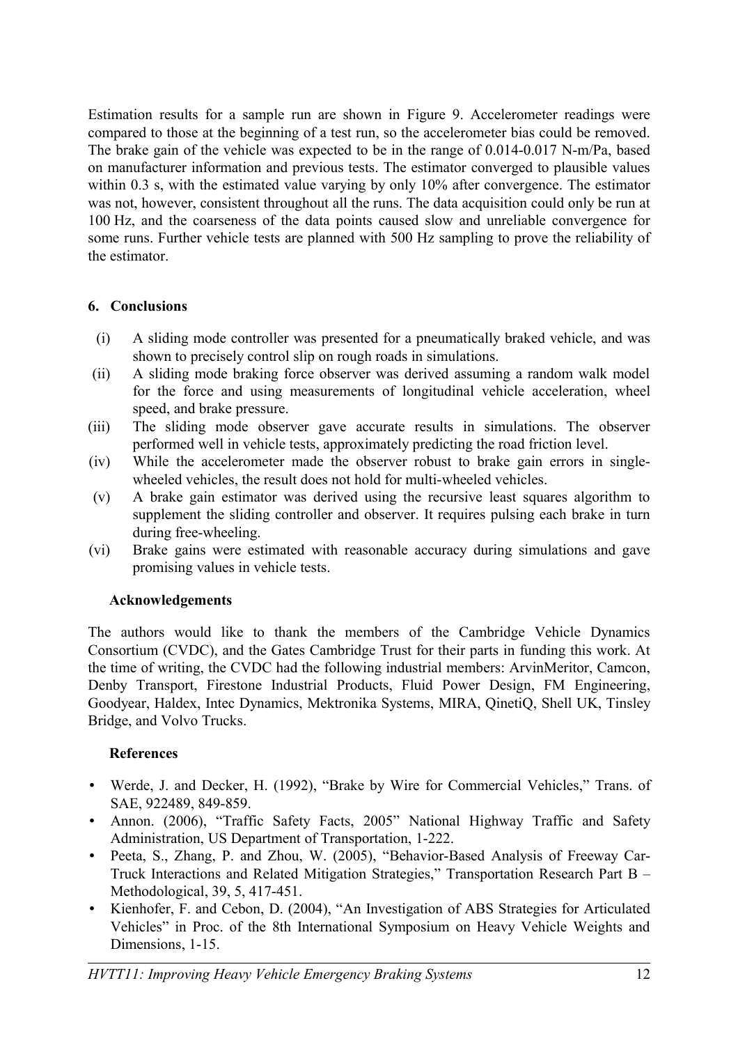Estimation results for a sample run are shown in Figure 9. Accelerometer readings were compared to those at the beginning of a test run, so the accelerometer bias could be removed. The brake gain of the vehicle was expected to be in the range of 0.014-0.017 N-m/Pa, based on manufacturer information and previous tests. The estimator converged to plausible values within 0.3 s, with the estimated value varying by only 10% after convergence. The estimator was not, however, consistent throughout all the runs. The data acquisition could only be run at 100 Hz, and the coarseness of the data points caused slow and unreliable convergence for some runs. Further vehicle tests are planned with 500 Hz sampling to prove the reliability of the estimator.

## 6. Conclusions

(i) A sliding mode controller was presented for a pneumatically braked vehicle, and was shown to precisely control slip on rough roads in simulations.

(ii) A sliding mode braking force observer was derived assuming a random walk model for the force and using measurements of longitudinal vehicle acceleration, wheel speed, and brake pressure.

(iii) The sliding mode observer gave accurate results in simulations. The observer performed well in vehicle tests, approximately predicting the road friction level.

(iv) While the accelerometer made the observer robust to brake gain errors in single-wheeled vehicles, the result does not hold for multi-wheeled vehicles.

(v) A brake gain estimator was derived using the recursive least squares algorithm to supplement the sliding controller and observer. It requires pulsing each brake in turn during free-wheeling.

(vi) Brake gains were estimated with reasonable accuracy during simulations and gave promising values in vehicle tests.

### Acknowledgements

The authors would like to thank the members of the Cambridge Vehicle Dynamics Consortium (CVDC), and the Gates Cambridge Trust for their parts in funding this work. At the time of writing, the CVDC had the following industrial members: ArvinMeritor, Camcon, Denby Transport, Firestone Industrial Products, Fluid Power Design, FM Engineering, Goodyear, Haldex, Intec Dynamics, Mektronika Systems, MIRA, QinetiQ, Shell UK, Tinsley Bridge, and Volvo Trucks.

### References

- Werde, J. and Decker, H. (1992), "Brake by Wire for Commercial Vehicles," Trans. of SAE, 922489, 849-859.
- Annon. (2006), "Traffic Safety Facts, 2005" National Highway Traffic and Safety Administration, US Department of Transportation, 1-222.
- Peeta, S., Zhang, P. and Zhou, W. (2005), "Behavior-Based Analysis of Freeway Car-Truck Interactions and Related Mitigation Strategies," Transportation Research Part B – Methodological, 39, 5, 417-451.
- Kienhofer, F. and Cebon, D. (2004), "An Investigation of ABS Strategies for Articulated Vehicles" in Proc. of the 8th International Symposium on Heavy Vehicle Weights and Dimensions, 1-15.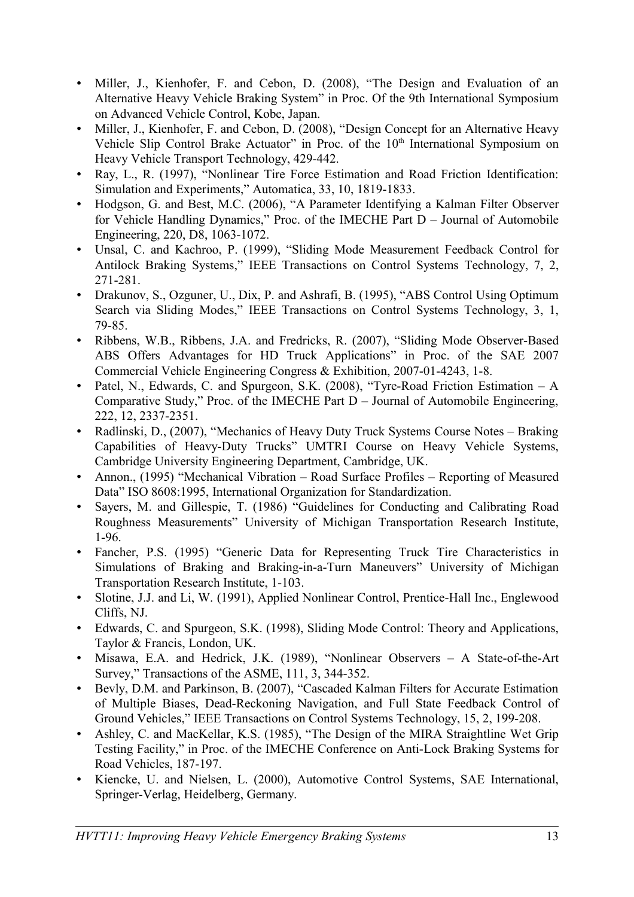- Miller, J., Kienhofer, F. and Cebon, D. (2008), "The Design and Evaluation of an Alternative Heavy Vehicle Braking System" in Proc. Of the 9th International Symposium on Advanced Vehicle Control, Kobe, Japan.
- Miller, J., Kienhofer, F. and Cebon, D. (2008), "Design Concept for an Alternative Heavy Vehicle Slip Control Brake Actuator" in Proc. of the 10th International Symposium on Heavy Vehicle Transport Technology, 429-442.
- Ray, L., R. (1997), "Nonlinear Tire Force Estimation and Road Friction Identification: Simulation and Experiments," Automatica, 33, 10, 1819-1833.
- Hodgson, G. and Best, M.C. (2006), "A Parameter Identifying a Kalman Filter Observer for Vehicle Handling Dynamics," Proc. of the IMECHE Part D – Journal of Automobile Engineering, 220, D8, 1063-1072.
- Unsal, C. and Kachroo, P. (1999), "Sliding Mode Measurement Feedback Control for Antilock Braking Systems," IEEE Transactions on Control Systems Technology, 7, 2, 271-281.
- Drakunov, S., Ozguner, U., Dix, P. and Ashrafi, B. (1995), "ABS Control Using Optimum Search via Sliding Modes," IEEE Transactions on Control Systems Technology, 3, 1, 79-85.
- Ribbens, W.B., Ribbens, J.A. and Fredricks, R. (2007), "Sliding Mode Observer-Based ABS Offers Advantages for HD Truck Applications" in Proc. of the SAE 2007 Commercial Vehicle Engineering Congress & Exhibition, 2007-01-4243, 1-8.
- Patel, N., Edwards, C. and Spurgeon, S.K. (2008), "Tyre-Road Friction Estimation – A Comparative Study," Proc. of the IMECHE Part D – Journal of Automobile Engineering, 222, 12, 2337-2351.
- Radlinski, D., (2007), "Mechanics of Heavy Duty Truck Systems Course Notes – Braking Capabilities of Heavy-Duty Trucks" UMTRI Course on Heavy Vehicle Systems, Cambridge University Engineering Department, Cambridge, UK.
- Annon., (1995) "Mechanical Vibration – Road Surface Profiles – Reporting of Measured Data" ISO 8608:1995, International Organization for Standardization.
- Sayers, M. and Gillespie, T. (1986) "Guidelines for Conducting and Calibrating Road Roughness Measurements" University of Michigan Transportation Research Institute, 1-96.
- Fancher, P.S. (1995) "Generic Data for Representing Truck Tire Characteristics in Simulations of Braking and Braking-in-a-Turn Maneuvers" University of Michigan Transportation Research Institute, 1-103.
- Slotine, J.J. and Li, W. (1991), Applied Nonlinear Control, Prentice-Hall Inc., Englewood Cliffs, NJ.
- Edwards, C. and Spurgeon, S.K. (1998), Sliding Mode Control: Theory and Applications, Taylor & Francis, London, UK.
- Misawa, E.A. and Hedrick, J.K. (1989), "Nonlinear Observers – A State-of-the-Art Survey," Transactions of the ASME, 111, 3, 344-352.
- Bevly, D.M. and Parkinson, B. (2007), "Cascaded Kalman Filters for Accurate Estimation of Multiple Biases, Dead-Reckoning Navigation, and Full State Feedback Control of Ground Vehicles," IEEE Transactions on Control Systems Technology, 15, 2, 199-208.
- Ashley, C. and MacKellar, K.S. (1985), "The Design of the MIRA Straightline Wet Grip Testing Facility," in Proc. of the IMECHE Conference on Anti-Lock Braking Systems for Road Vehicles, 187-197.
- Kiencke, U. and Nielsen, L. (2000), Automotive Control Systems, SAE International, Springer-Verlag, Heidelberg, Germany.